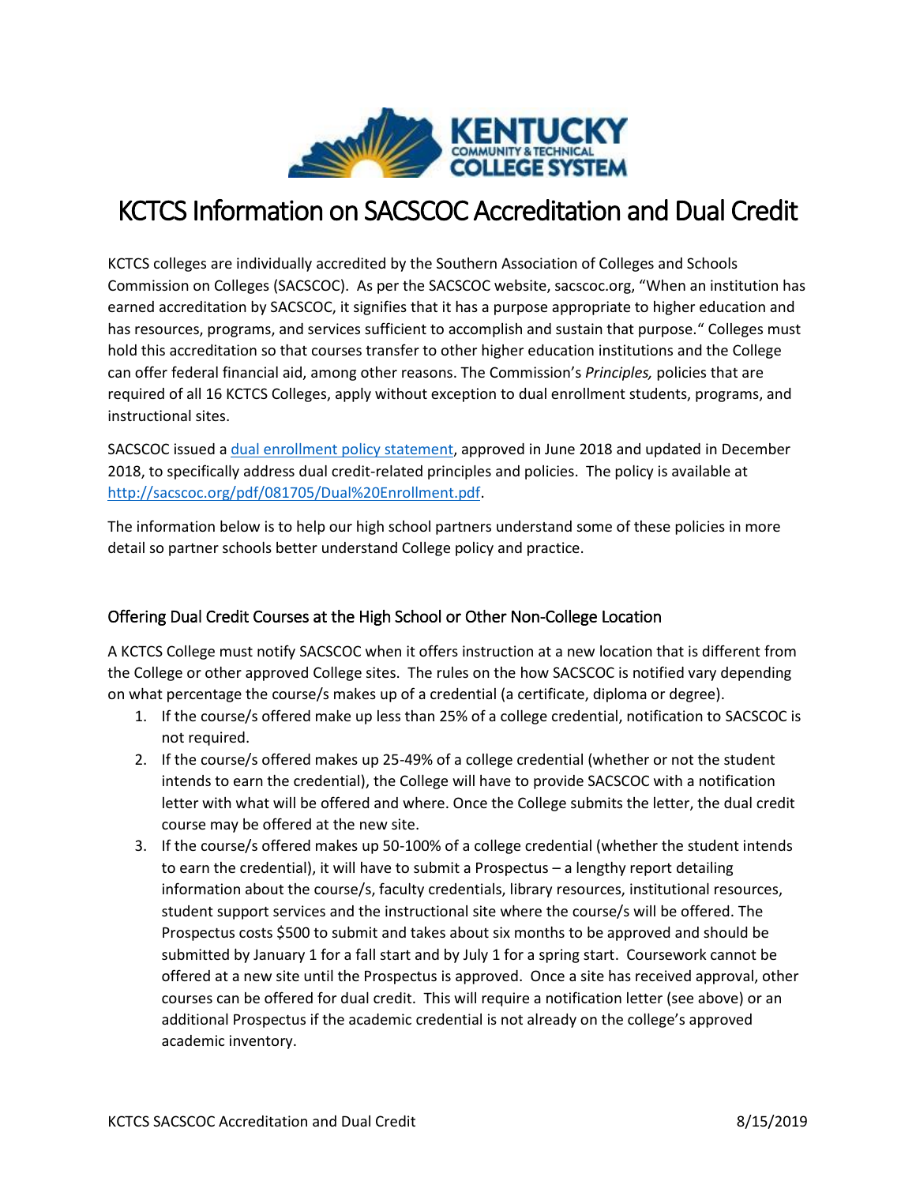# KCTCS Information on SACSCOC Accreditation and Dual Credit

KCTCS colleges are individually accredited by the Southern Association of Colleges and Schools Commission on Colleges (SACSCOC). As per the SACSCOC website, sacscoc.org, "When an institution has earned accreditation by SACSCOC, it signifies that it has a purpose appropriate to higher education and has resources, programs, and services sufficient to accomplish and sustain that purpose." Colleges must hold this accreditation so that courses transfer to other higher education institutions and the College can offer federal financial aid, among other reasons. The Commission's *Principles,* policies that are required of all 16 KCTCS Colleges, apply without exception to dual enrollment students, programs, and instructional sites.

SACSCOC issued a [dual enrollment policy statement](http://sacscoc.org/pdf/081705/Dual%20Enrollment.pdf), approved in June 2018 and updated in December 2018, to specifically address dual credit-related principles and policies. The policy is available at [http://sacscoc.org/pdf/081705/Dual%20Enrollment.pdf](http://sacscoc.org/pdf/081705/Dual%20Enrollment.pdf).

The information below is to help our high school partners understand some of these policies in more detail so partner schools better understand College policy and practice.

## Offering Dual Credit Courses at the High School or Other Non-College Location

A KCTCS College must notify SACSCOC when it offers instruction at a new location that is different from the College or other approved College sites. The rules on the how SACSCOC is notified vary depending on what percentage the course/s makes up of a credential (a certificate, diploma or degree).

1. If the course/s offered make up less than 25% of a college credential, notification to SACSCOC is not required.
2. If the course/s offered makes up 25-49% of a college credential (whether or not the student intends to earn the credential), the College will have to provide SACSCOC with a notification letter with what will be offered and where. Once the College submits the letter, the dual credit course may be offered at the new site.
3. If the course/s offered makes up 50-100% of a college credential (whether the student intends to earn the credential), it will have to submit a Prospectus – a lengthy report detailing information about the course/s, faculty credentials, library resources, institutional resources, student support services and the instructional site where the course/s will be offered. The Prospectus costs $500 to submit and takes about six months to be approved and should be submitted by January 1 for a fall start and by July 1 for a spring start. Coursework cannot be offered at a new site until the Prospectus is approved. Once a site has received approval, other courses can be offered for dual credit. This will require a notification letter (see above) or an additional Prospectus if the academic credential is not already on the college's approved academic inventory.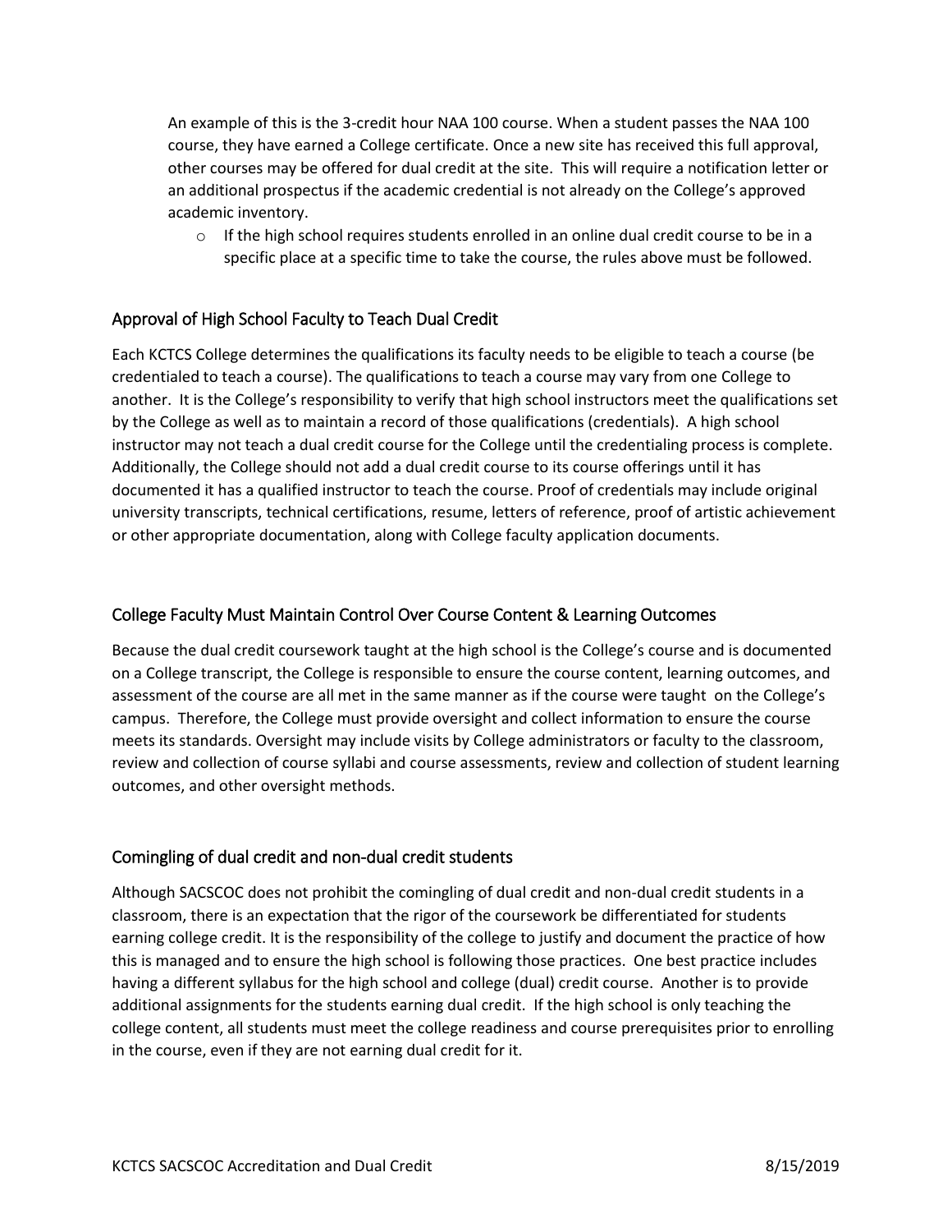An example of this is the 3-credit hour NAA 100 course. When a student passes the NAA 100 course, they have earned a College certificate. Once a new site has received this full approval, other courses may be offered for dual credit at the site. This will require a notification letter or an additional prospectus if the academic credential is not already on the College's approved academic inventory.

- If the high school requires students enrolled in an online dual credit course to be in a specific place at a specific time to take the course, the rules above must be followed.

## Approval of High School Faculty to Teach Dual Credit

Each KCTCS College determines the qualifications its faculty needs to be eligible to teach a course (be credentialed to teach a course). The qualifications to teach a course may vary from one College to another. It is the College's responsibility to verify that high school instructors meet the qualifications set by the College as well as to maintain a record of those qualifications (credentials). A high school instructor may not teach a dual credit course for the College until the credentialing process is complete. Additionally, the College should not add a dual credit course to its course offerings until it has documented it has a qualified instructor to teach the course. Proof of credentials may include original university transcripts, technical certifications, resume, letters of reference, proof of artistic achievement or other appropriate documentation, along with College faculty application documents.

## College Faculty Must Maintain Control Over Course Content & Learning Outcomes

Because the dual credit coursework taught at the high school is the College's course and is documented on a College transcript, the College is responsible to ensure the course content, learning outcomes, and assessment of the course are all met in the same manner as if the course were taught on the College's campus. Therefore, the College must provide oversight and collect information to ensure the course meets its standards. Oversight may include visits by College administrators or faculty to the classroom, review and collection of course syllabi and course assessments, review and collection of student learning outcomes, and other oversight methods.

## Comingling of dual credit and non-dual credit students

Although SACSCOC does not prohibit the comingling of dual credit and non-dual credit students in a classroom, there is an expectation that the rigor of the coursework be differentiated for students earning college credit. It is the responsibility of the college to justify and document the practice of how this is managed and to ensure the high school is following those practices. One best practice includes having a different syllabus for the high school and college (dual) credit course. Another is to provide additional assignments for the students earning dual credit. If the high school is only teaching the college content, all students must meet the college readiness and course prerequisites prior to enrolling in the course, even if they are not earning dual credit for it.